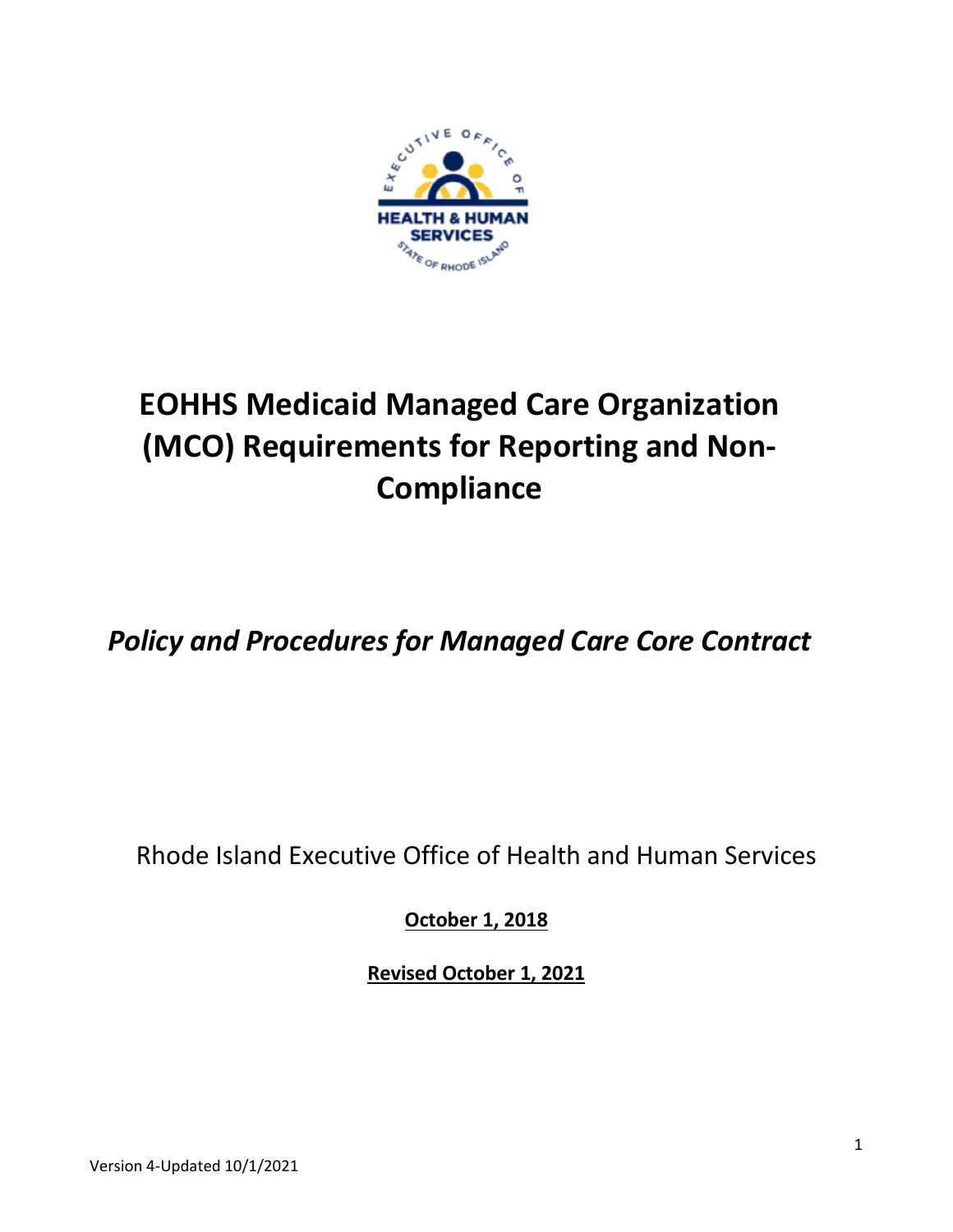# EOHHS Medicaid Managed Care Organization (MCO) Requirements for Reporting and Non-Compliance

## *Policy and Procedures for Managed Care Core Contract*

Rhode Island Executive Office of Health and Human Services

**October 1, 2018**

**Revised October 1, 2021**

Version 4-Updated 10/1/2021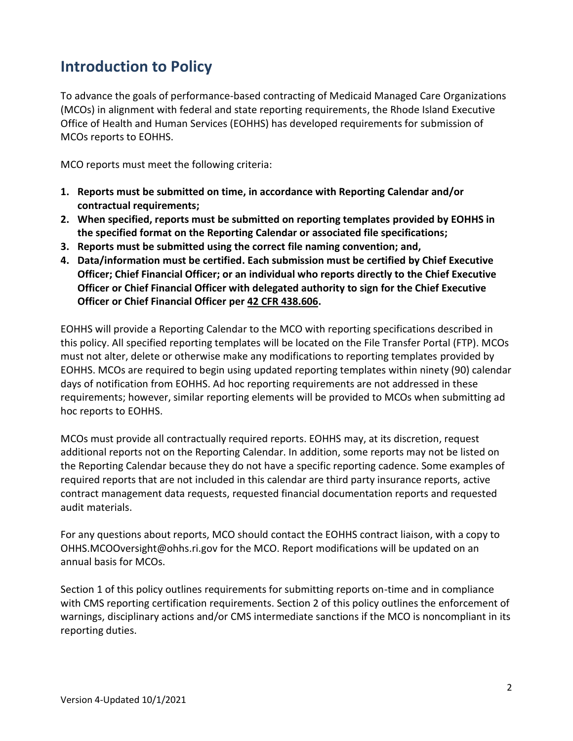## Introduction to Policy

To advance the goals of performance-based contracting of Medicaid Managed Care Organizations (MCOs) in alignment with federal and state reporting requirements, the Rhode Island Executive Office of Health and Human Services (EOHHS) has developed requirements for submission of MCOs reports to EOHHS.

MCO reports must meet the following criteria:

1. **Reports must be submitted on time, in accordance with Reporting Calendar and/or contractual requirements;**
2. **When specified, reports must be submitted on reporting templates provided by EOHHS in the specified format on the Reporting Calendar or associated file specifications;**
3. **Reports must be submitted using the correct file naming convention; and,**
4. **Data/information must be certified. Each submission must be certified by Chief Executive Officer; Chief Financial Officer; or an individual who reports directly to the Chief Executive Officer or Chief Financial Officer with delegated authority to sign for the Chief Executive Officer or Chief Financial Officer per 42 CFR 438.606.**

EOHHS will provide a Reporting Calendar to the MCO with reporting specifications described in this policy. All specified reporting templates will be located on the File Transfer Portal (FTP). MCOs must not alter, delete or otherwise make any modifications to reporting templates provided by EOHHS. MCOs are required to begin using updated reporting templates within ninety (90) calendar days of notification from EOHHS. Ad hoc reporting requirements are not addressed in these requirements; however, similar reporting elements will be provided to MCOs when submitting ad hoc reports to EOHHS.

MCOs must provide all contractually required reports. EOHHS may, at its discretion, request additional reports not on the Reporting Calendar. In addition, some reports may not be listed on the Reporting Calendar because they do not have a specific reporting cadence. Some examples of required reports that are not included in this calendar are third party insurance reports, active contract management data requests, requested financial documentation reports and requested audit materials.

For any questions about reports, MCO should contact the EOHHS contract liaison, with a copy to OHHS.MCOOversight@ohhs.ri.gov for the MCO. Report modifications will be updated on an annual basis for MCOs.

Section 1 of this policy outlines requirements for submitting reports on-time and in compliance with CMS reporting certification requirements. Section 2 of this policy outlines the enforcement of warnings, disciplinary actions and/or CMS intermediate sanctions if the MCO is noncompliant in its reporting duties.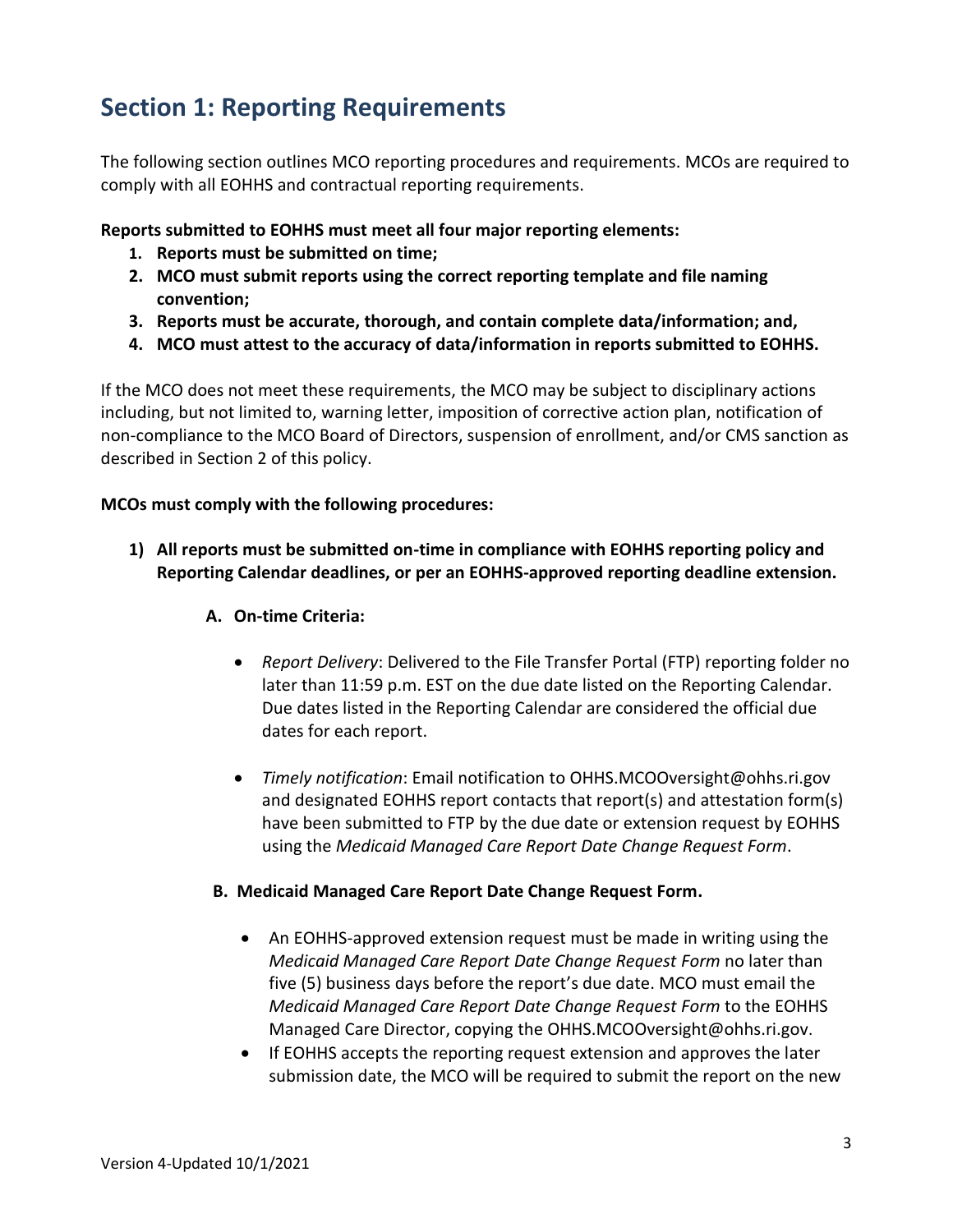## Section 1: Reporting Requirements

The following section outlines MCO reporting procedures and requirements. MCOs are required to comply with all EOHHS and contractual reporting requirements.

**Reports submitted to EOHHS must meet all four major reporting elements:**

1. **Reports must be submitted on time;**
2. **MCO must submit reports using the correct reporting template and file naming convention;**
3. **Reports must be accurate, thorough, and contain complete data/information; and,**
4. **MCO must attest to the accuracy of data/information in reports submitted to EOHHS.**

If the MCO does not meet these requirements, the MCO may be subject to disciplinary actions including, but not limited to, warning letter, imposition of corrective action plan, notification of non-compliance to the MCO Board of Directors, suspension of enrollment, and/or CMS sanction as described in Section 2 of this policy.

**MCOs must comply with the following procedures:**

1) **All reports must be submitted on-time in compliance with EOHHS reporting policy and Reporting Calendar deadlines, or per an EOHHS-approved reporting deadline extension.**

   A. **On-time Criteria:**

      - *Report Delivery*: Delivered to the File Transfer Portal (FTP) reporting folder no later than 11:59 p.m. EST on the due date listed on the Reporting Calendar. Due dates listed in the Reporting Calendar are considered the official due dates for each report.

      - *Timely notification*: Email notification to OHHS.MCOOversight@ohhs.ri.gov and designated EOHHS report contacts that report(s) and attestation form(s) have been submitted to FTP by the due date or extension request by EOHHS using the *Medicaid Managed Care Report Date Change Request Form*.

   B. **Medicaid Managed Care Report Date Change Request Form.**

      - An EOHHS-approved extension request must be made in writing using the *Medicaid Managed Care Report Date Change Request Form* no later than five (5) business days before the report's due date. MCO must email the *Medicaid Managed Care Report Date Change Request Form* to the EOHHS Managed Care Director, copying the OHHS.MCOOversight@ohhs.ri.gov.
      - If EOHHS accepts the reporting request extension and approves the later submission date, the MCO will be required to submit the report on the new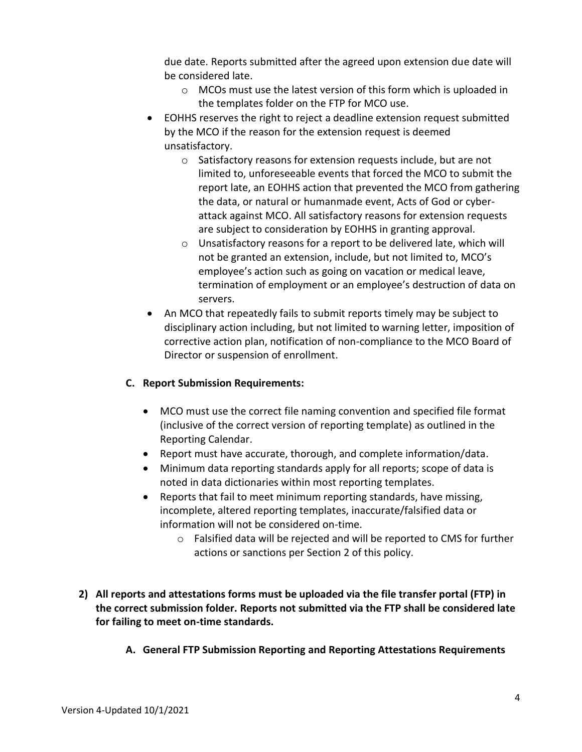due date. Reports submitted after the agreed upon extension due date will be considered late.

- MCOs must use the latest version of this form which is uploaded in the templates folder on the FTP for MCO use.

- EOHHS reserves the right to reject a deadline extension request submitted by the MCO if the reason for the extension request is deemed unsatisfactory.
  - Satisfactory reasons for extension requests include, but are not limited to, unforeseeable events that forced the MCO to submit the report late, an EOHHS action that prevented the MCO from gathering the data, or natural or humanmade event, Acts of God or cyber-attack against MCO. All satisfactory reasons for extension requests are subject to consideration by EOHHS in granting approval.
  - Unsatisfactory reasons for a report to be delivered late, which will not be granted an extension, include, but not limited to, MCO's employee's action such as going on vacation or medical leave, termination of employment or an employee's destruction of data on servers.
- An MCO that repeatedly fails to submit reports timely may be subject to disciplinary action including, but not limited to warning letter, imposition of corrective action plan, notification of non-compliance to the MCO Board of Director or suspension of enrollment.

**C. Report Submission Requirements:**

- MCO must use the correct file naming convention and specified file format (inclusive of the correct version of reporting template) as outlined in the Reporting Calendar.
- Report must have accurate, thorough, and complete information/data.
- Minimum data reporting standards apply for all reports; scope of data is noted in data dictionaries within most reporting templates.
- Reports that fail to meet minimum reporting standards, have missing, incomplete, altered reporting templates, inaccurate/falsified data or information will not be considered on-time.
  - Falsified data will be rejected and will be reported to CMS for further actions or sanctions per Section 2 of this policy.

**2) All reports and attestations forms must be uploaded via the file transfer portal (FTP) in the correct submission folder. Reports not submitted via the FTP shall be considered late for failing to meet on-time standards.**

**A. General FTP Submission Reporting and Reporting Attestations Requirements**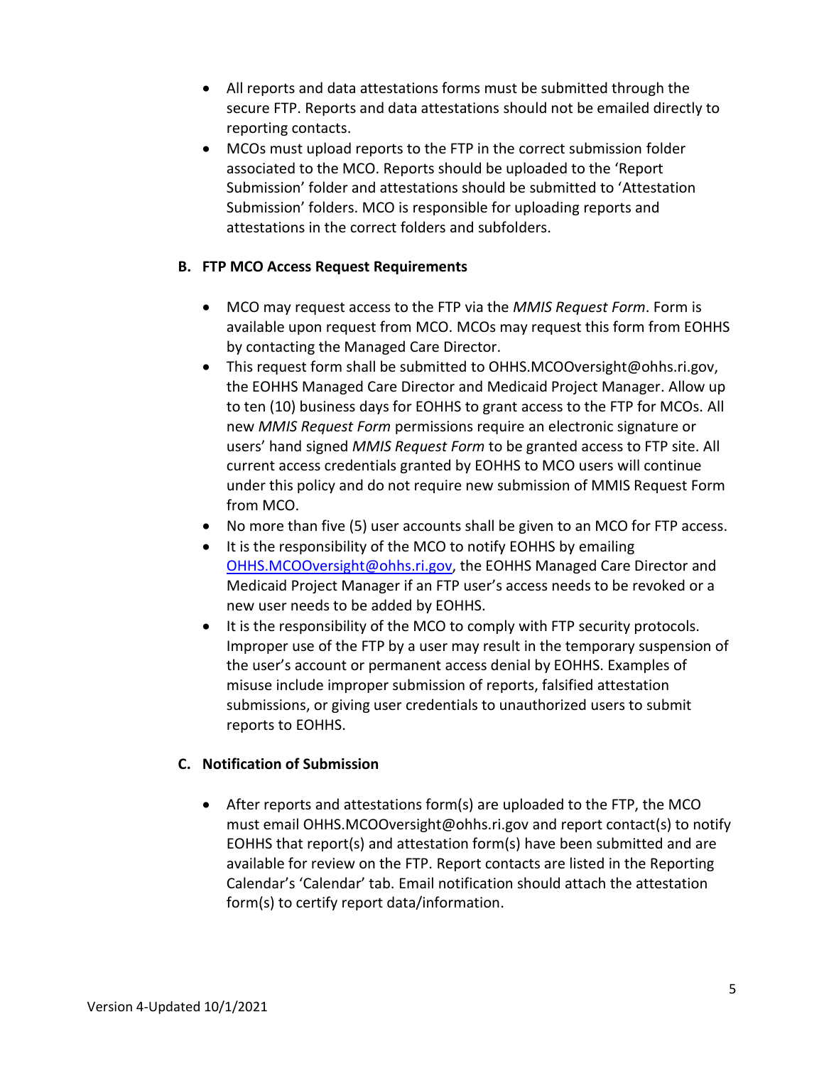- All reports and data attestations forms must be submitted through the secure FTP. Reports and data attestations should not be emailed directly to reporting contacts.
- MCOs must upload reports to the FTP in the correct submission folder associated to the MCO. Reports should be uploaded to the 'Report Submission' folder and attestations should be submitted to 'Attestation Submission' folders. MCO is responsible for uploading reports and attestations in the correct folders and subfolders.

### B. FTP MCO Access Request Requirements

- MCO may request access to the FTP via the *MMIS Request Form*. Form is available upon request from MCO. MCOs may request this form from EOHHS by contacting the Managed Care Director.
- This request form shall be submitted to OHHS.MCOOversight@ohhs.ri.gov, the EOHHS Managed Care Director and Medicaid Project Manager. Allow up to ten (10) business days for EOHHS to grant access to the FTP for MCOs. All new *MMIS Request Form* permissions require an electronic signature or users' hand signed *MMIS Request Form* to be granted access to FTP site. All current access credentials granted by EOHHS to MCO users will continue under this policy and do not require new submission of MMIS Request Form from MCO.
- No more than five (5) user accounts shall be given to an MCO for FTP access.
- It is the responsibility of the MCO to notify EOHHS by emailing OHHS.MCOOversight@ohhs.ri.gov, the EOHHS Managed Care Director and Medicaid Project Manager if an FTP user's access needs to be revoked or a new user needs to be added by EOHHS.
- It is the responsibility of the MCO to comply with FTP security protocols. Improper use of the FTP by a user may result in the temporary suspension of the user's account or permanent access denial by EOHHS. Examples of misuse include improper submission of reports, falsified attestation submissions, or giving user credentials to unauthorized users to submit reports to EOHHS.

### C. Notification of Submission

- After reports and attestations form(s) are uploaded to the FTP, the MCO must email OHHS.MCOOversight@ohhs.ri.gov and report contact(s) to notify EOHHS that report(s) and attestation form(s) have been submitted and are available for review on the FTP. Report contacts are listed in the Reporting Calendar's 'Calendar' tab. Email notification should attach the attestation form(s) to certify report data/information.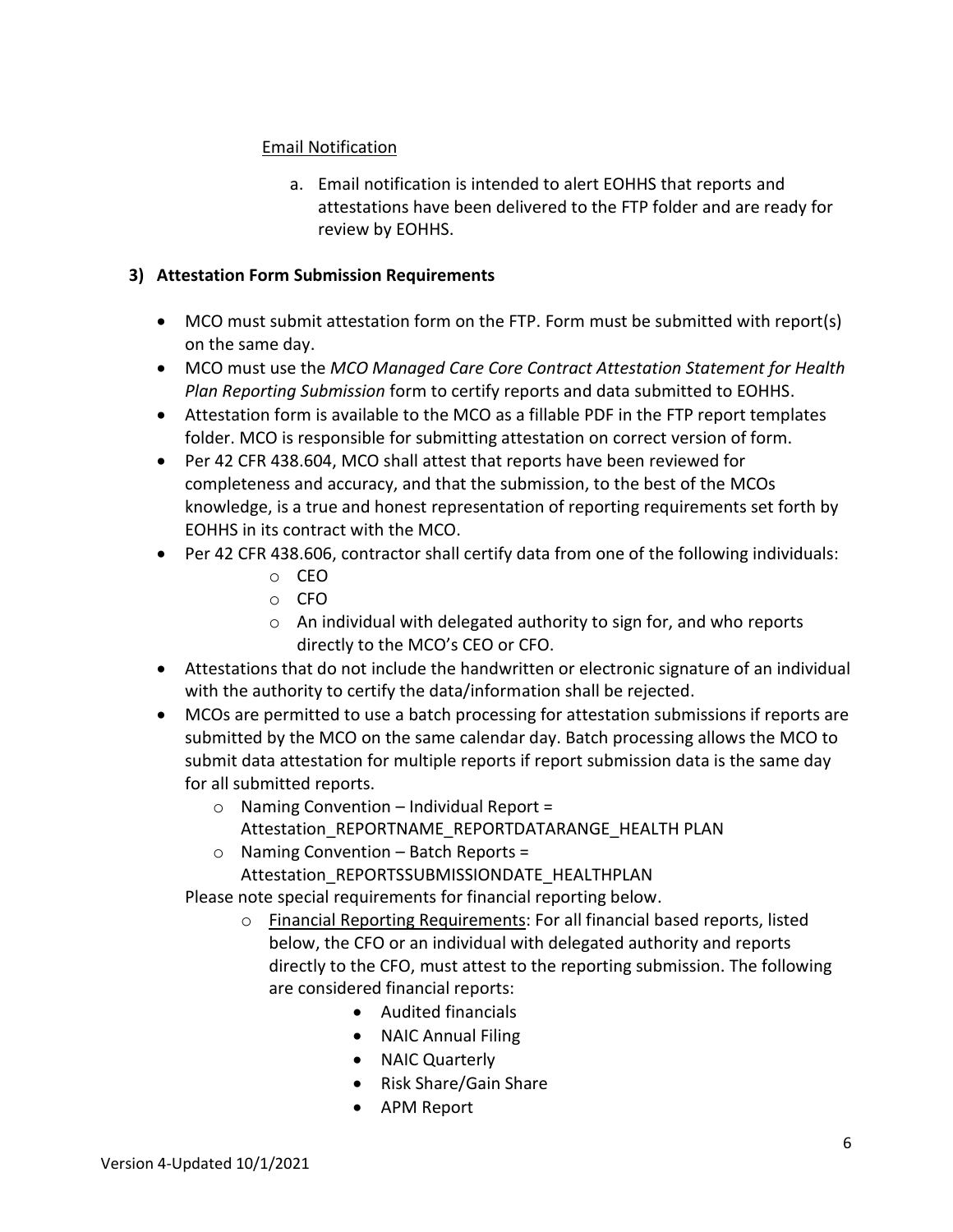Email Notification

a. Email notification is intended to alert EOHHS that reports and attestations have been delivered to the FTP folder and are ready for review by EOHHS.

**3) Attestation Form Submission Requirements**

- MCO must submit attestation form on the FTP. Form must be submitted with report(s) on the same day.
- MCO must use the *MCO Managed Care Core Contract Attestation Statement for Health Plan Reporting Submission* form to certify reports and data submitted to EOHHS.
- Attestation form is available to the MCO as a fillable PDF in the FTP report templates folder. MCO is responsible for submitting attestation on correct version of form.
- Per 42 CFR 438.604, MCO shall attest that reports have been reviewed for completeness and accuracy, and that the submission, to the best of the MCOs knowledge, is a true and honest representation of reporting requirements set forth by EOHHS in its contract with the MCO.
- Per 42 CFR 438.606, contractor shall certify data from one of the following individuals:
    - CEO
    - CFO
    - An individual with delegated authority to sign for, and who reports directly to the MCO's CEO or CFO.
- Attestations that do not include the handwritten or electronic signature of an individual with the authority to certify the data/information shall be rejected.
- MCOs are permitted to use a batch processing for attestation submissions if reports are submitted by the MCO on the same calendar day. Batch processing allows the MCO to submit data attestation for multiple reports if report submission data is the same day for all submitted reports.
    - Naming Convention – Individual Report = Attestation_REPORTNAME_REPORTDATARANGE_HEALTH PLAN
    - Naming Convention – Batch Reports = Attestation_REPORTSSUBMISSIONDATE_HEALTHPLAN

Please note special requirements for financial reporting below.

- Financial Reporting Requirements: For all financial based reports, listed below, the CFO or an individual with delegated authority and reports directly to the CFO, must attest to the reporting submission. The following are considered financial reports:
    - Audited financials
    - NAIC Annual Filing
    - NAIC Quarterly
    - Risk Share/Gain Share
    - APM Report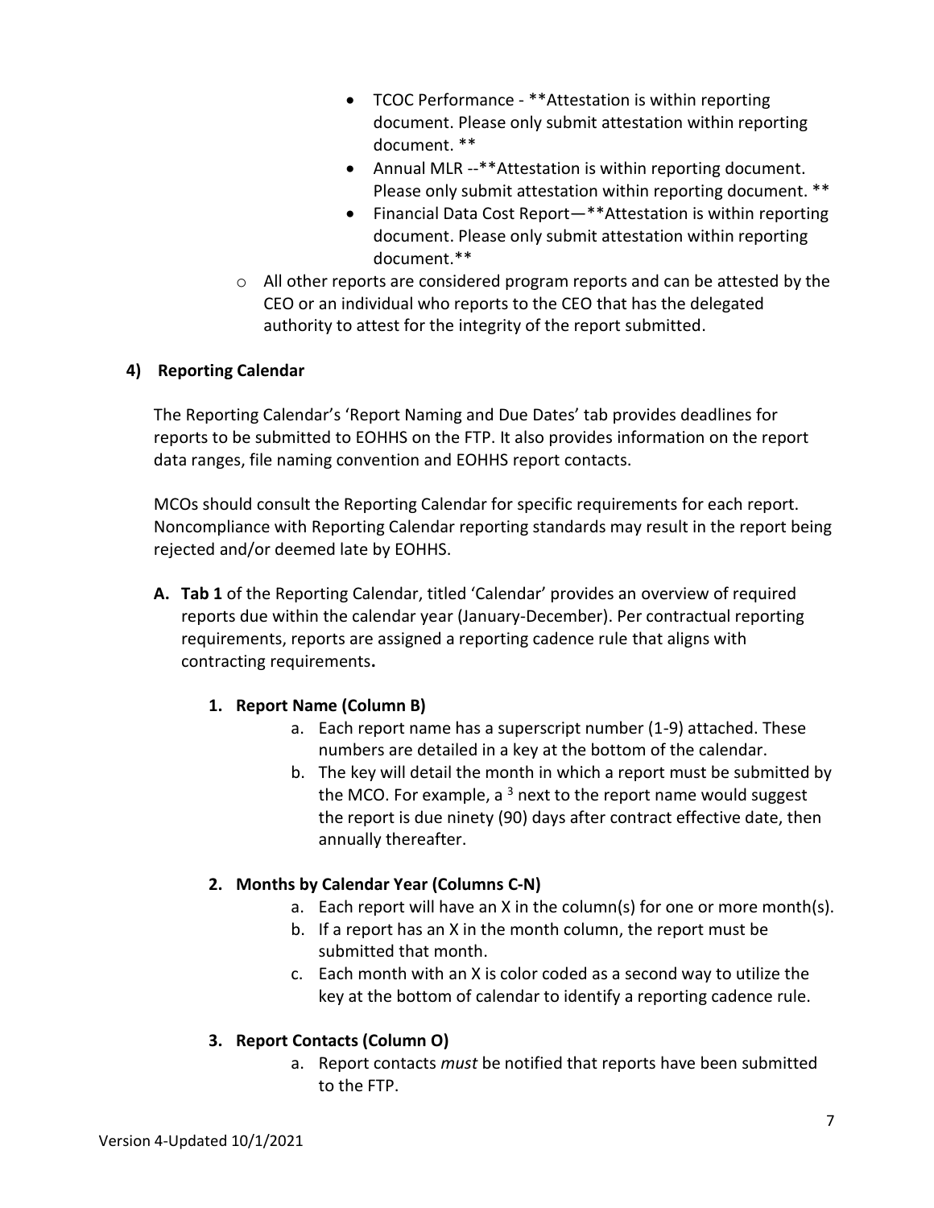- TCOC Performance - **Attestation is within reporting document. Please only submit attestation within reporting document. **
- Annual MLR --**Attestation is within reporting document. Please only submit attestation within reporting document. **
- Financial Data Cost Report—**Attestation is within reporting document. Please only submit attestation within reporting document.**

  - All other reports are considered program reports and can be attested by the CEO or an individual who reports to the CEO that has the delegated authority to attest for the integrity of the report submitted.

## 4) Reporting Calendar

The Reporting Calendar's 'Report Naming and Due Dates' tab provides deadlines for reports to be submitted to EOHHS on the FTP. It also provides information on the report data ranges, file naming convention and EOHHS report contacts.

MCOs should consult the Reporting Calendar for specific requirements for each report. Noncompliance with Reporting Calendar reporting standards may result in the report being rejected and/or deemed late by EOHHS.

**A. Tab 1** of the Reporting Calendar, titled 'Calendar' provides an overview of required reports due within the calendar year (January-December). Per contractual reporting requirements, reports are assigned a reporting cadence rule that aligns with contracting requirements**.**

### 1. Report Name (Column B)

a. Each report name has a superscript number (1-9) attached. These numbers are detailed in a key at the bottom of the calendar.

b. The key will detail the month in which a report must be submitted by the MCO. For example, a [3] next to the report name would suggest the report is due ninety (90) days after contract effective date, then annually thereafter.

### 2. Months by Calendar Year (Columns C-N)

a. Each report will have an X in the column(s) for one or more month(s).

b. If a report has an X in the month column, the report must be submitted that month.

c. Each month with an X is color coded as a second way to utilize the key at the bottom of calendar to identify a reporting cadence rule.

### 3. Report Contacts (Column O)

a. Report contacts *must* be notified that reports have been submitted to the FTP.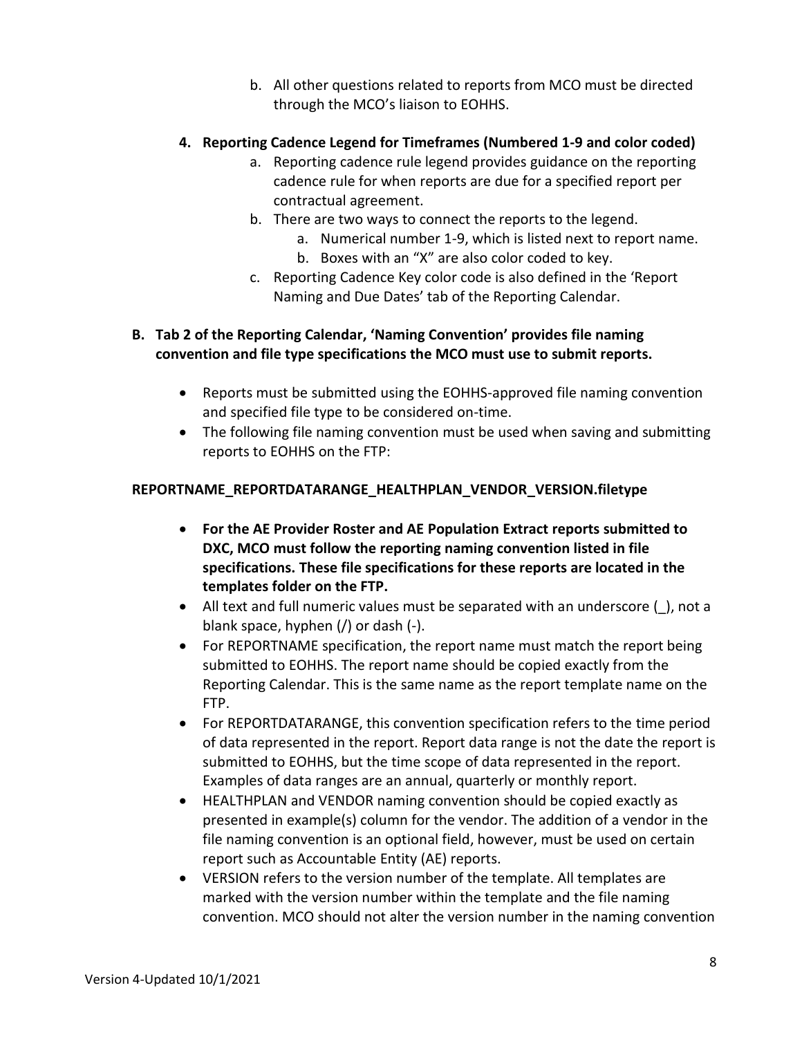b. All other questions related to reports from MCO must be directed through the MCO's liaison to EOHHS.

4. **Reporting Cadence Legend for Timeframes (Numbered 1-9 and color coded)**
   a. Reporting cadence rule legend provides guidance on the reporting cadence rule for when reports are due for a specified report per contractual agreement.
   b. There are two ways to connect the reports to the legend.
      a. Numerical number 1-9, which is listed next to report name.
      b. Boxes with an "X" are also color coded to key.
   c. Reporting Cadence Key color code is also defined in the 'Report Naming and Due Dates' tab of the Reporting Calendar.

**B. Tab 2 of the Reporting Calendar, 'Naming Convention' provides file naming convention and file type specifications the MCO must use to submit reports.**

- Reports must be submitted using the EOHHS-approved file naming convention and specified file type to be considered on-time.
- The following file naming convention must be used when saving and submitting reports to EOHHS on the FTP:

**REPORTNAME_REPORTDATARANGE_HEALTHPLAN_VENDOR_VERSION.filetype**

- **For the AE Provider Roster and AE Population Extract reports submitted to DXC, MCO must follow the reporting naming convention listed in file specifications. These file specifications for these reports are located in the templates folder on the FTP.**
- All text and full numeric values must be separated with an underscore (_), not a blank space, hyphen (/) or dash (-).
- For REPORTNAME specification, the report name must match the report being submitted to EOHHS. The report name should be copied exactly from the Reporting Calendar. This is the same name as the report template name on the FTP.
- For REPORTDATARANGE, this convention specification refers to the time period of data represented in the report. Report data range is not the date the report is submitted to EOHHS, but the time scope of data represented in the report. Examples of data ranges are an annual, quarterly or monthly report.
- HEALTHPLAN and VENDOR naming convention should be copied exactly as presented in example(s) column for the vendor. The addition of a vendor in the file naming convention is an optional field, however, must be used on certain report such as Accountable Entity (AE) reports.
- VERSION refers to the version number of the template. All templates are marked with the version number within the template and the file naming convention. MCO should not alter the version number in the naming convention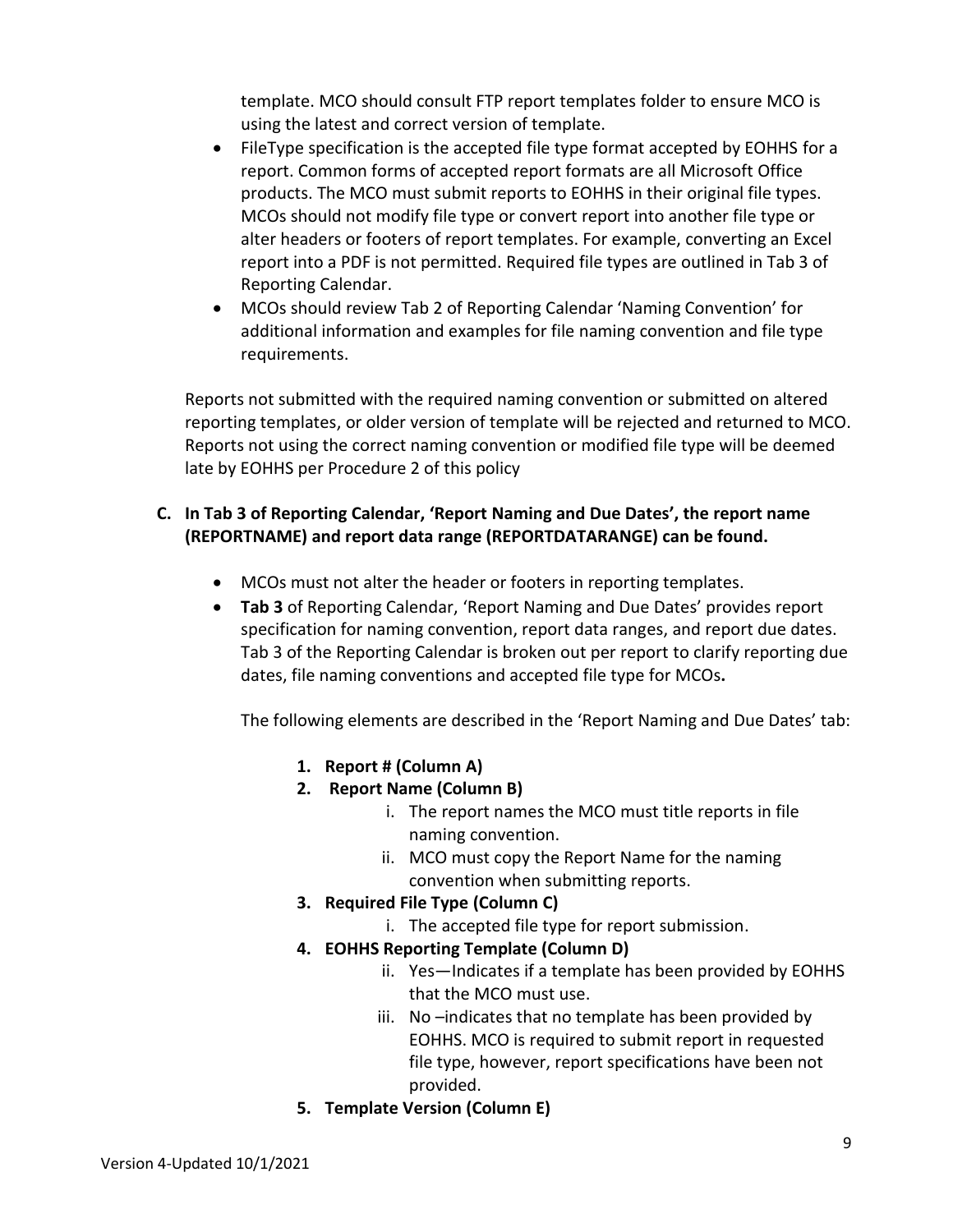template. MCO should consult FTP report templates folder to ensure MCO is using the latest and correct version of template.

- FileType specification is the accepted file type format accepted by EOHHS for a report. Common forms of accepted report formats are all Microsoft Office products. The MCO must submit reports to EOHHS in their original file types. MCOs should not modify file type or convert report into another file type or alter headers or footers of report templates. For example, converting an Excel report into a PDF is not permitted. Required file types are outlined in Tab 3 of Reporting Calendar.
- MCOs should review Tab 2 of Reporting Calendar 'Naming Convention' for additional information and examples for file naming convention and file type requirements.

Reports not submitted with the required naming convention or submitted on altered reporting templates, or older version of template will be rejected and returned to MCO. Reports not using the correct naming convention or modified file type will be deemed late by EOHHS per Procedure 2 of this policy

**C. In Tab 3 of Reporting Calendar, 'Report Naming and Due Dates', the report name (REPORTNAME) and report data range (REPORTDATARANGE) can be found.**

- MCOs must not alter the header or footers in reporting templates.
- **Tab 3** of Reporting Calendar, 'Report Naming and Due Dates' provides report specification for naming convention, report data ranges, and report due dates. Tab 3 of the Reporting Calendar is broken out per report to clarify reporting due dates, file naming conventions and accepted file type for MCOs**.**

The following elements are described in the 'Report Naming and Due Dates' tab:

1. **Report # (Column A)**
2. **Report Name (Column B)**
   - i. The report names the MCO must title reports in file naming convention.
   - ii. MCO must copy the Report Name for the naming convention when submitting reports.
3. **Required File Type (Column C)**
   - i. The accepted file type for report submission.
4. **EOHHS Reporting Template (Column D)**
   - ii. Yes—Indicates if a template has been provided by EOHHS that the MCO must use.
   - iii. No –indicates that no template has been provided by EOHHS. MCO is required to submit report in requested file type, however, report specifications have been not provided.
5. **Template Version (Column E)**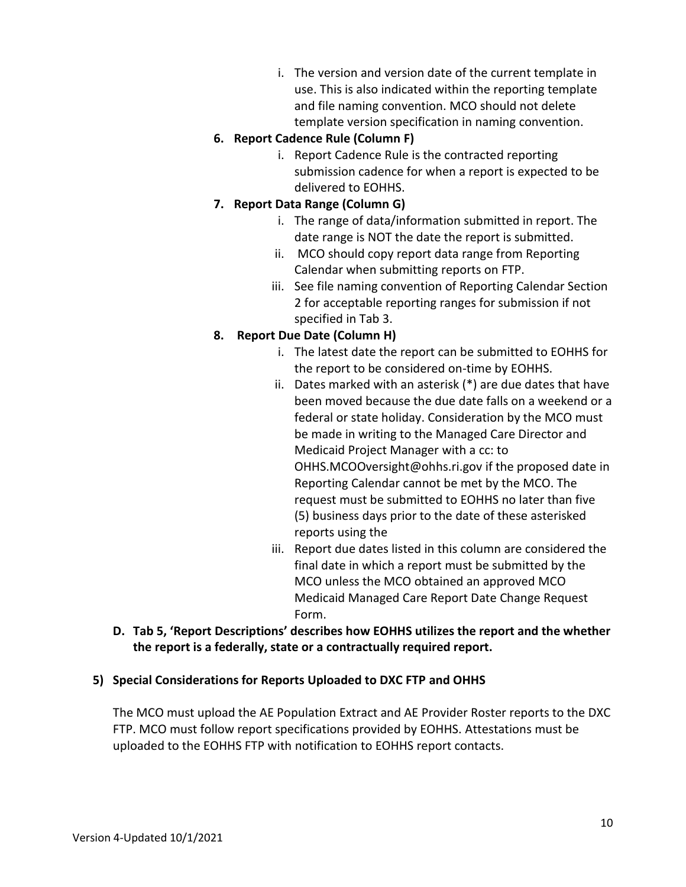i. The version and version date of the current template in use. This is also indicated within the reporting template and file naming convention. MCO should not delete template version specification in naming convention.

6. **Report Cadence Rule (Column F)**
   i. Report Cadence Rule is the contracted reporting submission cadence for when a report is expected to be delivered to EOHHS.

7. **Report Data Range (Column G)**
   i. The range of data/information submitted in report. The date range is NOT the date the report is submitted.
   ii. MCO should copy report data range from Reporting Calendar when submitting reports on FTP.
   iii. See file naming convention of Reporting Calendar Section 2 for acceptable reporting ranges for submission if not specified in Tab 3.

8. **Report Due Date (Column H)**
   i. The latest date the report can be submitted to EOHHS for the report to be considered on-time by EOHHS.
   ii. Dates marked with an asterisk (*) are due dates that have been moved because the due date falls on a weekend or a federal or state holiday. Consideration by the MCO must be made in writing to the Managed Care Director and Medicaid Project Manager with a cc: to OHHS.MCOOversight@ohhs.ri.gov if the proposed date in Reporting Calendar cannot be met by the MCO. The request must be submitted to EOHHS no later than five (5) business days prior to the date of these asterisked reports using the
   iii. Report due dates listed in this column are considered the final date in which a report must be submitted by the MCO unless the MCO obtained an approved MCO Medicaid Managed Care Report Date Change Request Form.

**D. Tab 5, 'Report Descriptions' describes how EOHHS utilizes the report and the whether the report is a federally, state or a contractually required report.**

**5) Special Considerations for Reports Uploaded to DXC FTP and OHHS**

The MCO must upload the AE Population Extract and AE Provider Roster reports to the DXC FTP. MCO must follow report specifications provided by EOHHS. Attestations must be uploaded to the EOHHS FTP with notification to EOHHS report contacts.

Version 4-Updated 10/1/2021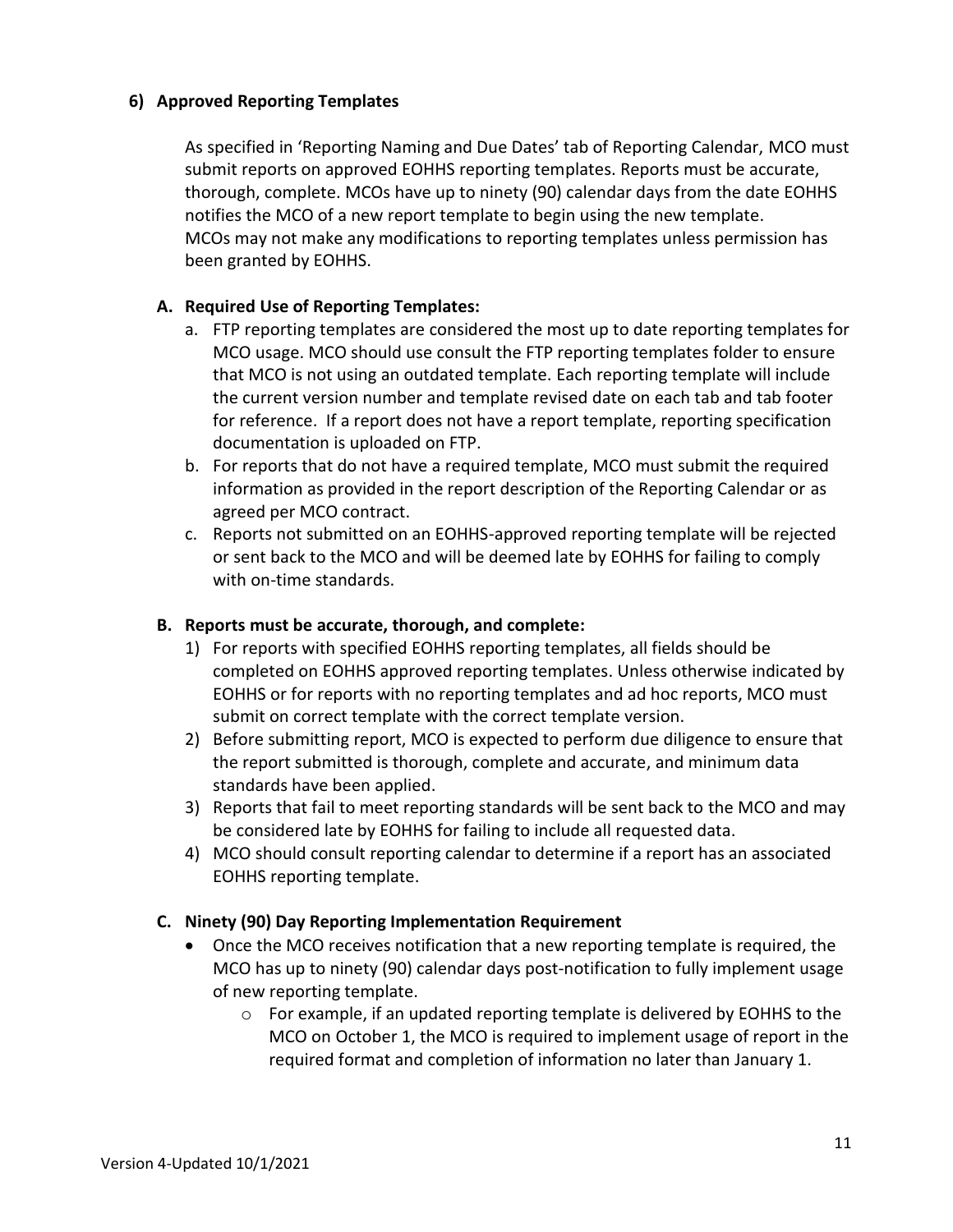### 6) Approved Reporting Templates

As specified in 'Reporting Naming and Due Dates' tab of Reporting Calendar, MCO must submit reports on approved EOHHS reporting templates. Reports must be accurate, thorough, complete. MCOs have up to ninety (90) calendar days from the date EOHHS notifies the MCO of a new report template to begin using the new template. MCOs may not make any modifications to reporting templates unless permission has been granted by EOHHS.

#### A. Required Use of Reporting Templates:

a. FTP reporting templates are considered the most up to date reporting templates for MCO usage. MCO should use consult the FTP reporting templates folder to ensure that MCO is not using an outdated template. Each reporting template will include the current version number and template revised date on each tab and tab footer for reference. If a report does not have a report template, reporting specification documentation is uploaded on FTP.
b. For reports that do not have a required template, MCO must submit the required information as provided in the report description of the Reporting Calendar or as agreed per MCO contract.
c. Reports not submitted on an EOHHS-approved reporting template will be rejected or sent back to the MCO and will be deemed late by EOHHS for failing to comply with on-time standards.

#### B. Reports must be accurate, thorough, and complete:

1) For reports with specified EOHHS reporting templates, all fields should be completed on EOHHS approved reporting templates. Unless otherwise indicated by EOHHS or for reports with no reporting templates and ad hoc reports, MCO must submit on correct template with the correct template version.
2) Before submitting report, MCO is expected to perform due diligence to ensure that the report submitted is thorough, complete and accurate, and minimum data standards have been applied.
3) Reports that fail to meet reporting standards will be sent back to the MCO and may be considered late by EOHHS for failing to include all requested data.
4) MCO should consult reporting calendar to determine if a report has an associated EOHHS reporting template.

#### C. Ninety (90) Day Reporting Implementation Requirement

- Once the MCO receives notification that a new reporting template is required, the MCO has up to ninety (90) calendar days post-notification to fully implement usage of new reporting template.
  - For example, if an updated reporting template is delivered by EOHHS to the MCO on October 1, the MCO is required to implement usage of report in the required format and completion of information no later than January 1.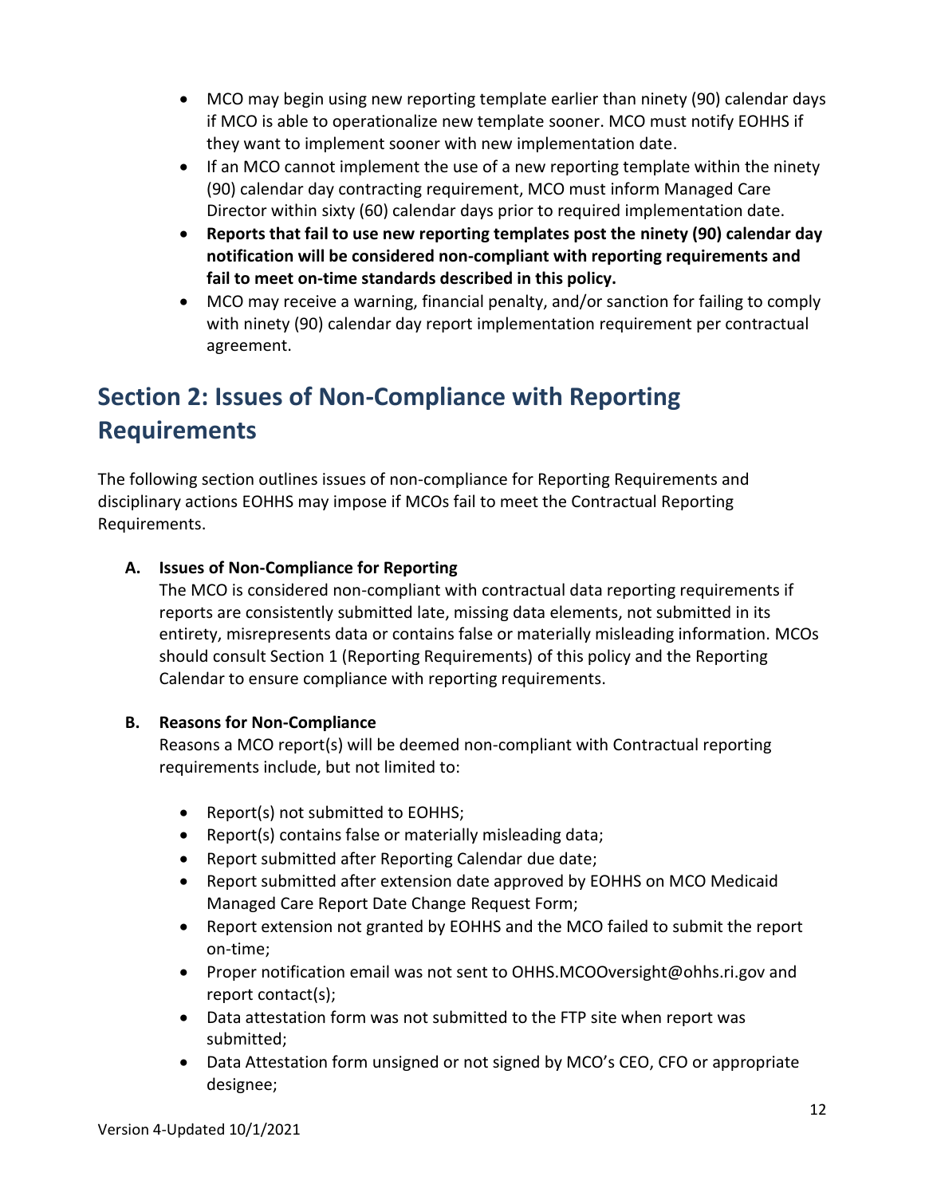- MCO may begin using new reporting template earlier than ninety (90) calendar days if MCO is able to operationalize new template sooner. MCO must notify EOHHS if they want to implement sooner with new implementation date.
- If an MCO cannot implement the use of a new reporting template within the ninety (90) calendar day contracting requirement, MCO must inform Managed Care Director within sixty (60) calendar days prior to required implementation date.
- **Reports that fail to use new reporting templates post the ninety (90) calendar day notification will be considered non-compliant with reporting requirements and fail to meet on-time standards described in this policy.**
- MCO may receive a warning, financial penalty, and/or sanction for failing to comply with ninety (90) calendar day report implementation requirement per contractual agreement.

## Section 2: Issues of Non-Compliance with Reporting Requirements

The following section outlines issues of non-compliance for Reporting Requirements and disciplinary actions EOHHS may impose if MCOs fail to meet the Contractual Reporting Requirements.

**A. Issues of Non-Compliance for Reporting**

The MCO is considered non-compliant with contractual data reporting requirements if reports are consistently submitted late, missing data elements, not submitted in its entirety, misrepresents data or contains false or materially misleading information. MCOs should consult Section 1 (Reporting Requirements) of this policy and the Reporting Calendar to ensure compliance with reporting requirements.

**B. Reasons for Non-Compliance**

Reasons a MCO report(s) will be deemed non-compliant with Contractual reporting requirements include, but not limited to:

- Report(s) not submitted to EOHHS;
- Report(s) contains false or materially misleading data;
- Report submitted after Reporting Calendar due date;
- Report submitted after extension date approved by EOHHS on MCO Medicaid Managed Care Report Date Change Request Form;
- Report extension not granted by EOHHS and the MCO failed to submit the report on-time;
- Proper notification email was not sent to OHHS.MCOOversight@ohhs.ri.gov and report contact(s);
- Data attestation form was not submitted to the FTP site when report was submitted;
- Data Attestation form unsigned or not signed by MCO's CEO, CFO or appropriate designee;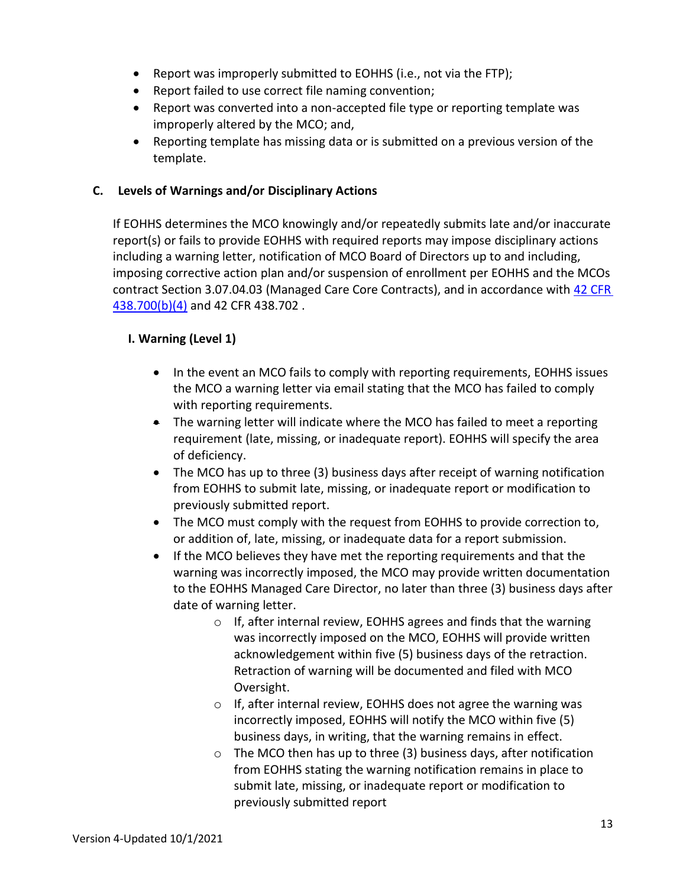- Report was improperly submitted to EOHHS (i.e., not via the FTP);
- Report failed to use correct file naming convention;
- Report was converted into a non-accepted file type or reporting template was improperly altered by the MCO; and,
- Reporting template has missing data or is submitted on a previous version of the template.

### C. Levels of Warnings and/or Disciplinary Actions

If EOHHS determines the MCO knowingly and/or repeatedly submits late and/or inaccurate report(s) or fails to provide EOHHS with required reports may impose disciplinary actions including a warning letter, notification of MCO Board of Directors up to and including, imposing corrective action plan and/or suspension of enrollment per EOHHS and the MCOs contract Section 3.07.04.03 (Managed Care Core Contracts), and in accordance with [42 CFR 438.700(b)(4)] and 42 CFR 438.702 .

#### I. Warning (Level 1)

- In the event an MCO fails to comply with reporting requirements, EOHHS issues the MCO a warning letter via email stating that the MCO has failed to comply with reporting requirements.
- The warning letter will indicate where the MCO has failed to meet a reporting requirement (late, missing, or inadequate report). EOHHS will specify the area of deficiency.
- The MCO has up to three (3) business days after receipt of warning notification from EOHHS to submit late, missing, or inadequate report or modification to previously submitted report.
- The MCO must comply with the request from EOHHS to provide correction to, or addition of, late, missing, or inadequate data for a report submission.
- If the MCO believes they have met the reporting requirements and that the warning was incorrectly imposed, the MCO may provide written documentation to the EOHHS Managed Care Director, no later than three (3) business days after date of warning letter.
  - If, after internal review, EOHHS agrees and finds that the warning was incorrectly imposed on the MCO, EOHHS will provide written acknowledgement within five (5) business days of the retraction. Retraction of warning will be documented and filed with MCO Oversight.
  - If, after internal review, EOHHS does not agree the warning was incorrectly imposed, EOHHS will notify the MCO within five (5) business days, in writing, that the warning remains in effect.
  - The MCO then has up to three (3) business days, after notification from EOHHS stating the warning notification remains in place to submit late, missing, or inadequate report or modification to previously submitted report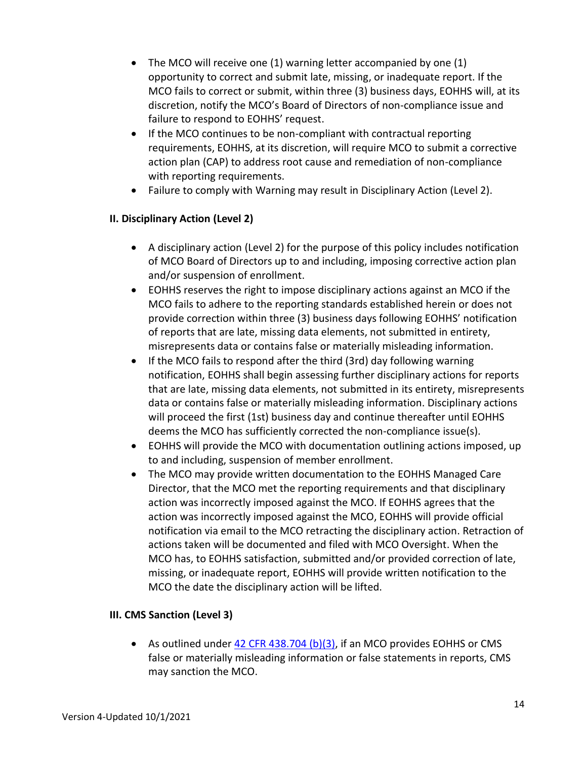- The MCO will receive one (1) warning letter accompanied by one (1) opportunity to correct and submit late, missing, or inadequate report. If the MCO fails to correct or submit, within three (3) business days, EOHHS will, at its discretion, notify the MCO's Board of Directors of non-compliance issue and failure to respond to EOHHS' request.
- If the MCO continues to be non-compliant with contractual reporting requirements, EOHHS, at its discretion, will require MCO to submit a corrective action plan (CAP) to address root cause and remediation of non-compliance with reporting requirements.
- Failure to comply with Warning may result in Disciplinary Action (Level 2).

### II. Disciplinary Action (Level 2)

- A disciplinary action (Level 2) for the purpose of this policy includes notification of MCO Board of Directors up to and including, imposing corrective action plan and/or suspension of enrollment.
- EOHHS reserves the right to impose disciplinary actions against an MCO if the MCO fails to adhere to the reporting standards established herein or does not provide correction within three (3) business days following EOHHS' notification of reports that are late, missing data elements, not submitted in entirety, misrepresents data or contains false or materially misleading information.
- If the MCO fails to respond after the third (3rd) day following warning notification, EOHHS shall begin assessing further disciplinary actions for reports that are late, missing data elements, not submitted in its entirety, misrepresents data or contains false or materially misleading information. Disciplinary actions will proceed the first (1st) business day and continue thereafter until EOHHS deems the MCO has sufficiently corrected the non-compliance issue(s).
- EOHHS will provide the MCO with documentation outlining actions imposed, up to and including, suspension of member enrollment.
- The MCO may provide written documentation to the EOHHS Managed Care Director, that the MCO met the reporting requirements and that disciplinary action was incorrectly imposed against the MCO. If EOHHS agrees that the action was incorrectly imposed against the MCO, EOHHS will provide official notification via email to the MCO retracting the disciplinary action. Retraction of actions taken will be documented and filed with MCO Oversight. When the MCO has, to EOHHS satisfaction, submitted and/or provided correction of late, missing, or inadequate report, EOHHS will provide written notification to the MCO the date the disciplinary action will be lifted.

### III. CMS Sanction (Level 3)

- As outlined under 42 CFR 438.704 (b)(3), if an MCO provides EOHHS or CMS false or materially misleading information or false statements in reports, CMS may sanction the MCO.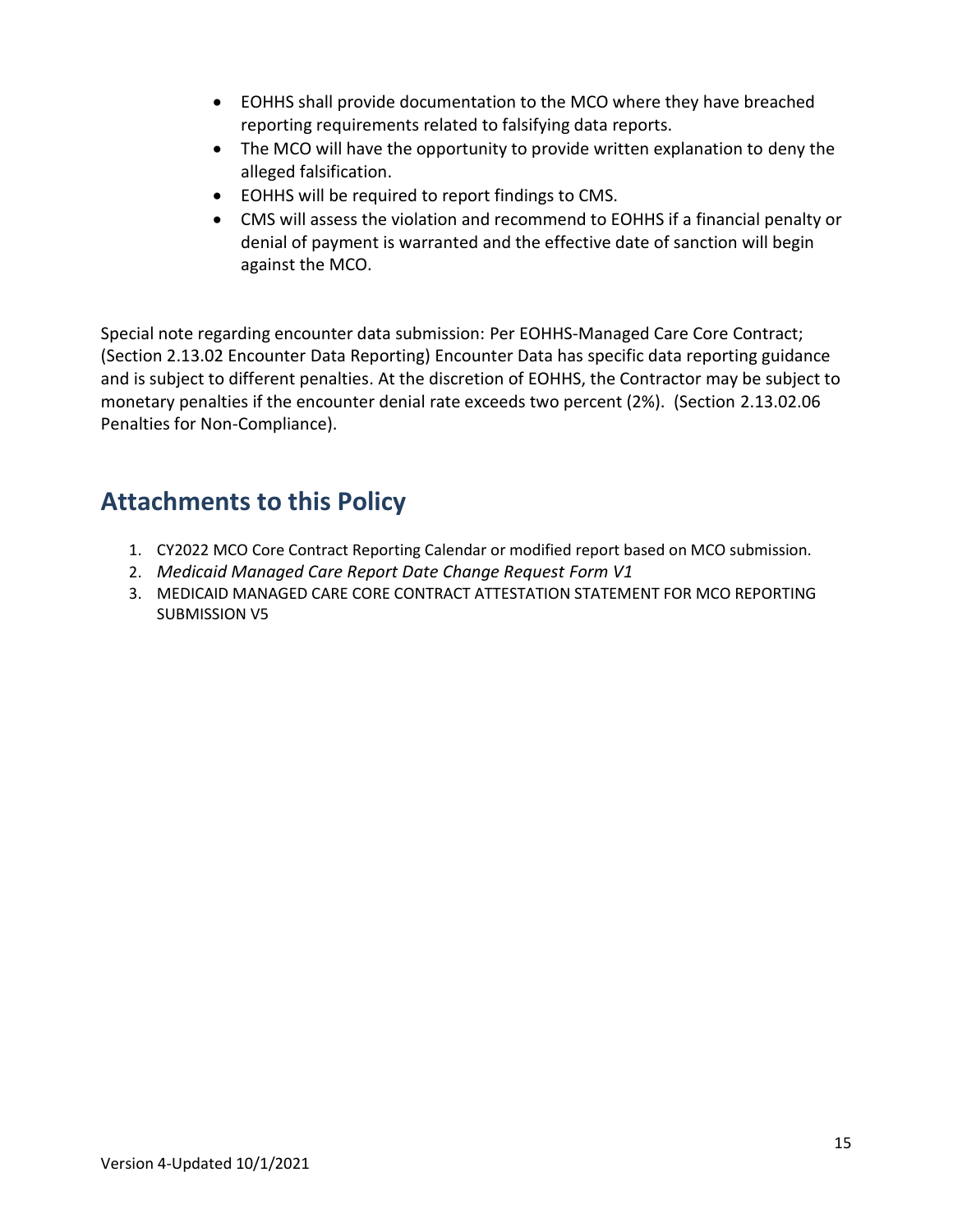- EOHHS shall provide documentation to the MCO where they have breached reporting requirements related to falsifying data reports.
- The MCO will have the opportunity to provide written explanation to deny the alleged falsification.
- EOHHS will be required to report findings to CMS.
- CMS will assess the violation and recommend to EOHHS if a financial penalty or denial of payment is warranted and the effective date of sanction will begin against the MCO.

Special note regarding encounter data submission: Per EOHHS-Managed Care Core Contract; (Section 2.13.02 Encounter Data Reporting) Encounter Data has specific data reporting guidance and is subject to different penalties. At the discretion of EOHHS, the Contractor may be subject to monetary penalties if the encounter denial rate exceeds two percent (2%). (Section 2.13.02.06 Penalties for Non-Compliance).

## Attachments to this Policy

1. CY2022 MCO Core Contract Reporting Calendar or modified report based on MCO submission.
2. *Medicaid Managed Care Report Date Change Request Form V1*
3. MEDICAID MANAGED CARE CORE CONTRACT ATTESTATION STATEMENT FOR MCO REPORTING SUBMISSION V5

Version 4-Updated 10/1/2021